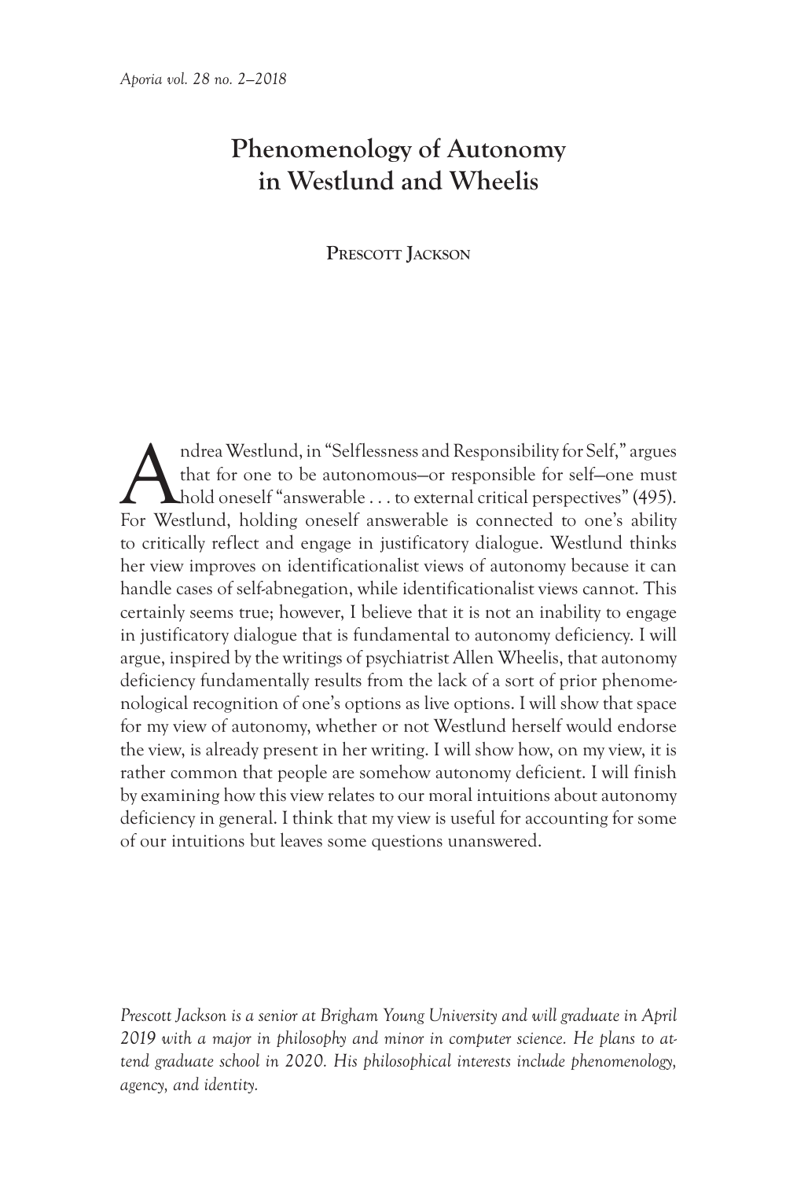# Phenomenology of Autonomy in Westlund and Wheelis

**Prescott Jackson**

Andrea Westlund, in "Selflessness and Responsibility for Self," argues that for one to be autonomous—or responsible for self—one must hold oneself "answerable . . . to external critical perspectives" (495). For Westlund, holding oneself answerable is connected to one's ability to critically reflect and engage in justificatory dialogue. Westlund thinks her view improves on identificationalist views of autonomy because it can handle cases of self-abnegation, while identificationalist views cannot. This certainly seems true; however, I believe that it is not an inability to engage in justificatory dialogue that is fundamental to autonomy deficiency. I will argue, inspired by the writings of psychiatrist Allen Wheelis, that autonomy deficiency fundamentally results from the lack of a sort of prior phenomenological recognition of one's options as live options. I will show that space for my view of autonomy, whether or not Westlund herself would endorse the view, is already present in her writing. I will show how, on my view, it is rather common that people are somehow autonomy deficient. I will finish by examining how this view relates to our moral intuitions about autonomy deficiency in general. I think that my view is useful for accounting for some of our intuitions but leaves some questions unanswered.

*Prescott Jackson is a senior at Brigham Young University and will graduate in April 2019 with a major in philosophy and minor in computer science. He plans to attend graduate school in 2020. His philosophical interests include phenomenology, agency, and identity.*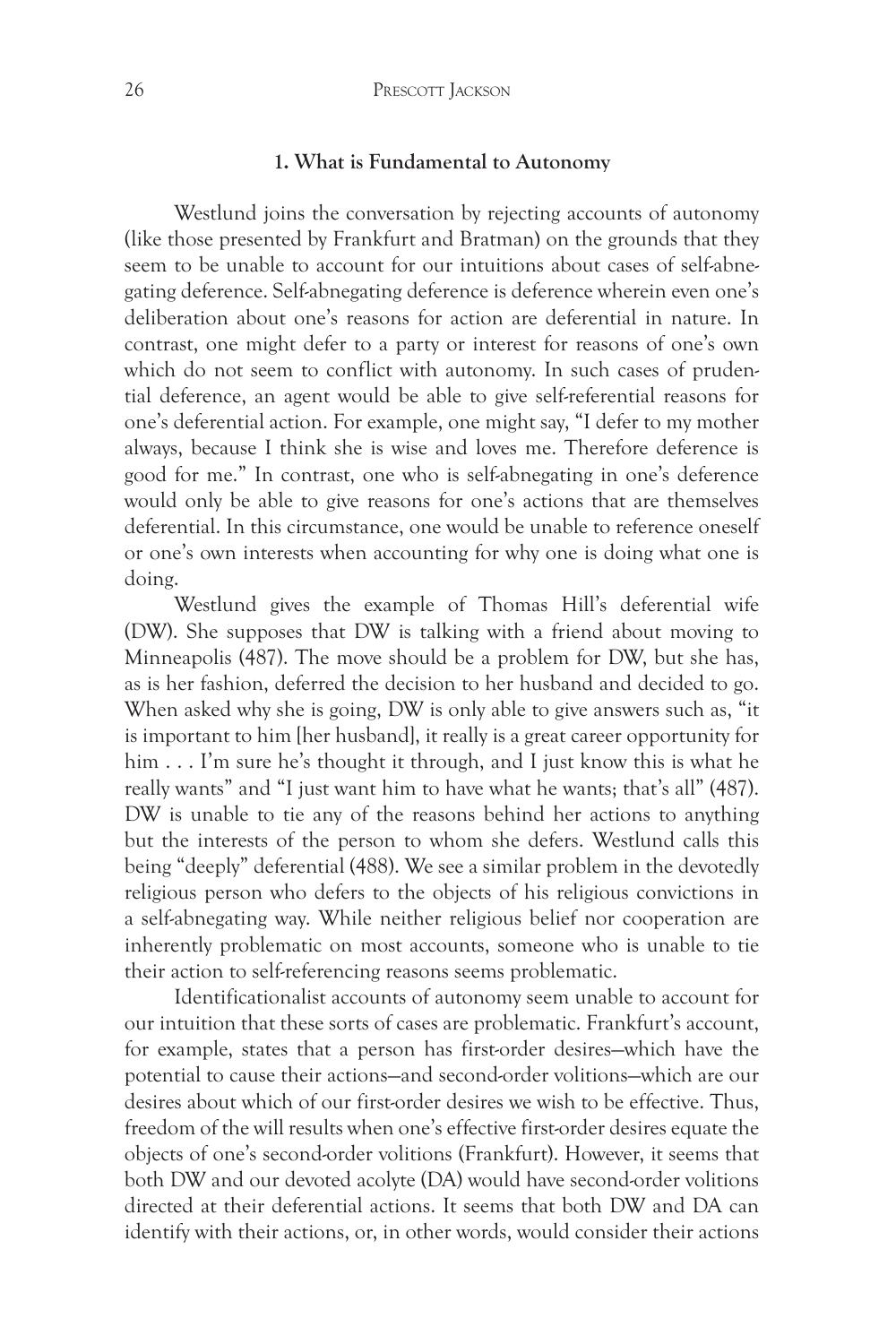## 1. What is Fundamental to Autonomy

Westlund joins the conversation by rejecting accounts of autonomy (like those presented by Frankfurt and Bratman) on the grounds that they seem to be unable to account for our intuitions about cases of self-abnegating deference. Self-abnegating deference is deference wherein even one's deliberation about one's reasons for action are deferential in nature. In contrast, one might defer to a party or interest for reasons of one's own which do not seem to conflict with autonomy. In such cases of prudential deference, an agent would be able to give self-referential reasons for one's deferential action. For example, one might say, "I defer to my mother always, because I think she is wise and loves me. Therefore deference is good for me." In contrast, one who is self-abnegating in one's deference would only be able to give reasons for one's actions that are themselves deferential. In this circumstance, one would be unable to reference oneself or one's own interests when accounting for why one is doing what one is doing.

Westlund gives the example of Thomas Hill's deferential wife (DW). She supposes that DW is talking with a friend about moving to Minneapolis (487). The move should be a problem for DW, but she has, as is her fashion, deferred the decision to her husband and decided to go. When asked why she is going, DW is only able to give answers such as, "it is important to him [her husband], it really is a great career opportunity for him . . . I'm sure he's thought it through, and I just know this is what he really wants" and "I just want him to have what he wants; that's all" (487). DW is unable to tie any of the reasons behind her actions to anything but the interests of the person to whom she defers. Westlund calls this being "deeply" deferential (488). We see a similar problem in the devotedly religious person who defers to the objects of his religious convictions in a self-abnegating way. While neither religious belief nor cooperation are inherently problematic on most accounts, someone who is unable to tie their action to self-referencing reasons seems problematic.

Identificationalist accounts of autonomy seem unable to account for our intuition that these sorts of cases are problematic. Frankfurt's account, for example, states that a person has first-order desires—which have the potential to cause their actions—and second-order volitions—which are our desires about which of our first-order desires we wish to be effective. Thus, freedom of the will results when one's effective first-order desires equate the objects of one's second-order volitions (Frankfurt). However, it seems that both DW and our devoted acolyte (DA) would have second-order volitions directed at their deferential actions. It seems that both DW and DA can identify with their actions, or, in other words, would consider their actions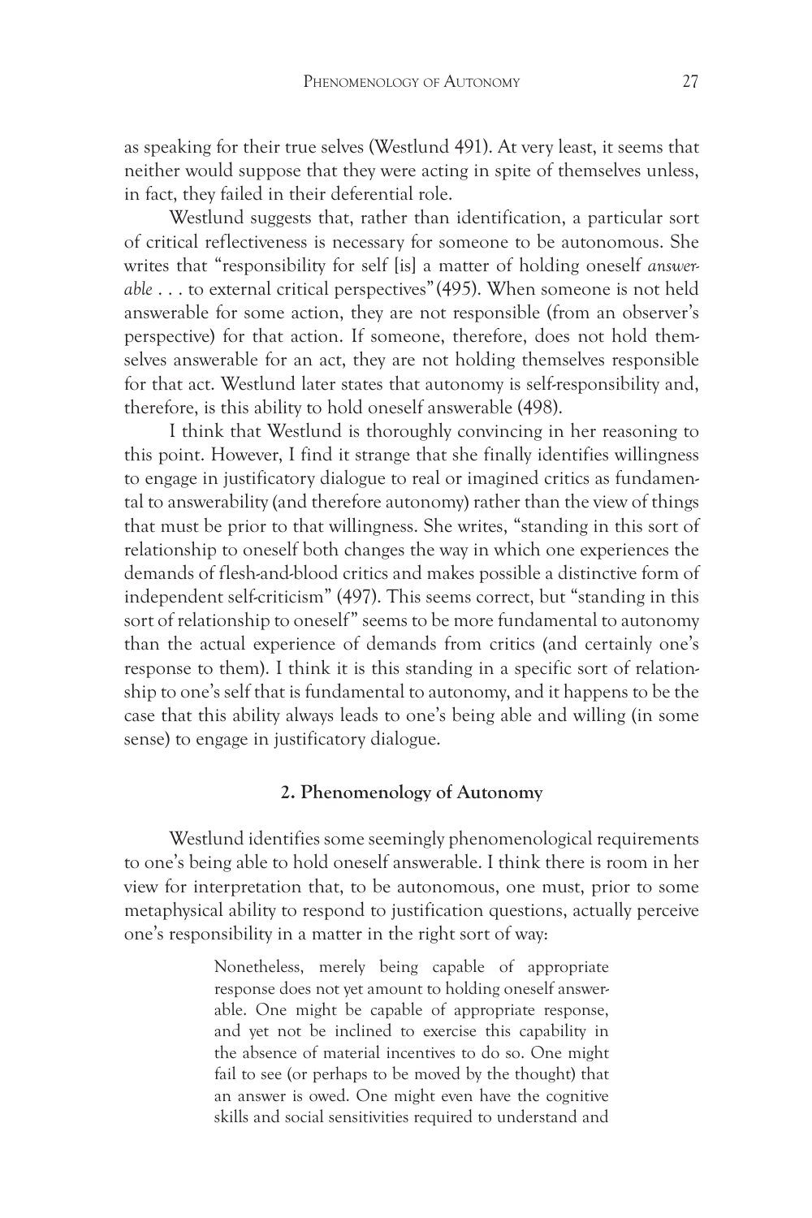as speaking for their true selves (Westlund 491). At very least, it seems that neither would suppose that they were acting in spite of themselves unless, in fact, they failed in their deferential role.

Westlund suggests that, rather than identification, a particular sort of critical reflectiveness is necessary for someone to be autonomous. She writes that "responsibility for self [is] a matter of holding oneself *answerable* . . . to external critical perspectives" (495). When someone is not held answerable for some action, they are not responsible (from an observer's perspective) for that action. If someone, therefore, does not hold themselves answerable for an act, they are not holding themselves responsible for that act. Westlund later states that autonomy is self-responsibility and, therefore, is this ability to hold oneself answerable (498).

I think that Westlund is thoroughly convincing in her reasoning to this point. However, I find it strange that she finally identifies willingness to engage in justificatory dialogue to real or imagined critics as fundamental to answerability (and therefore autonomy) rather than the view of things that must be prior to that willingness. She writes, "standing in this sort of relationship to oneself both changes the way in which one experiences the demands of flesh-and-blood critics and makes possible a distinctive form of independent self-criticism" (497). This seems correct, but "standing in this sort of relationship to oneself" seems to be more fundamental to autonomy than the actual experience of demands from critics (and certainly one's response to them). I think it is this standing in a specific sort of relationship to one's self that is fundamental to autonomy, and it happens to be the case that this ability always leads to one's being able and willing (in some sense) to engage in justificatory dialogue.

## 2. Phenomenology of Autonomy

Westlund identifies some seemingly phenomenological requirements to one's being able to hold oneself answerable. I think there is room in her view for interpretation that, to be autonomous, one must, prior to some metaphysical ability to respond to justification questions, actually perceive one's responsibility in a matter in the right sort of way:

> Nonetheless, merely being capable of appropriate response does not yet amount to holding oneself answerable. One might be capable of appropriate response, and yet not be inclined to exercise this capability in the absence of material incentives to do so. One might fail to see (or perhaps to be moved by the thought) that an answer is owed. One might even have the cognitive skills and social sensitivities required to understand and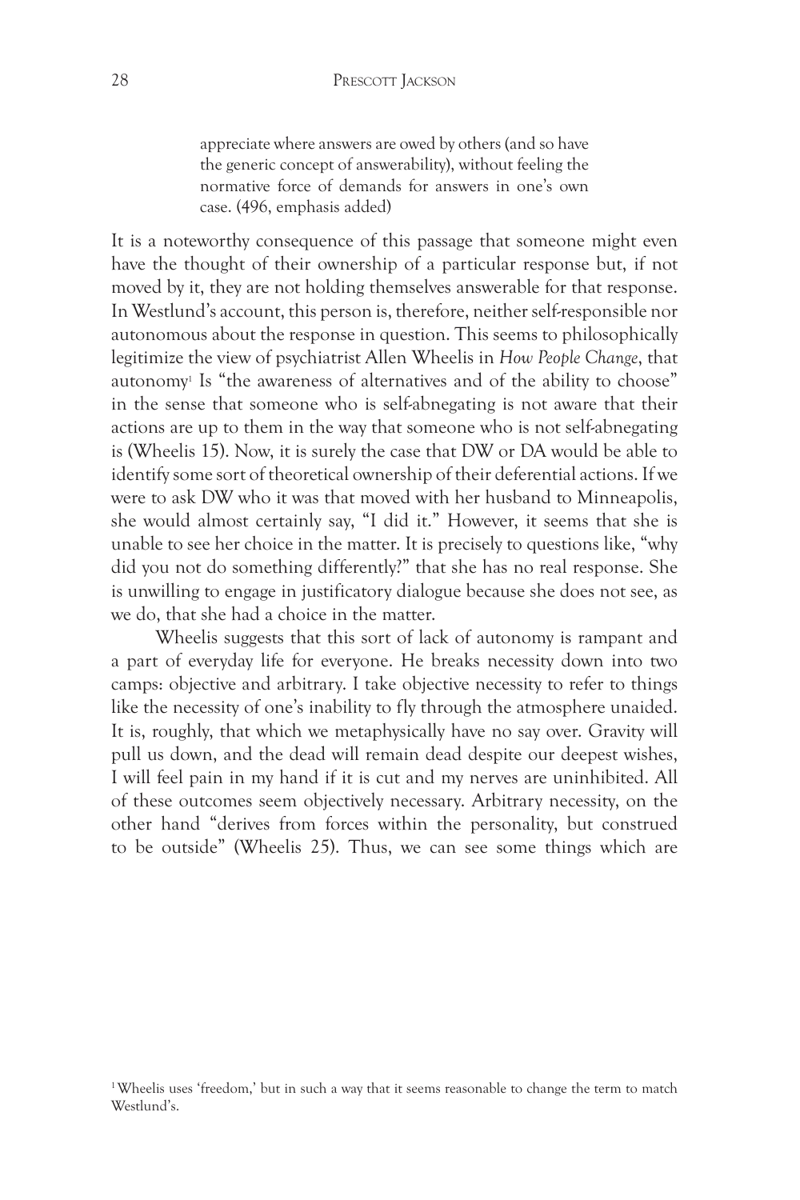> appreciate where answers are owed by others (and so have the generic concept of answerability), without feeling the normative force of demands for answers in one's own case. (496, emphasis added)

It is a noteworthy consequence of this passage that someone might even have the thought of their ownership of a particular response but, if not moved by it, they are not holding themselves answerable for that response. In Westlund's account, this person is, therefore, neither self-responsible nor autonomous about the response in question. This seems to philosophically legitimize the view of psychiatrist Allen Wheelis in *How People Change*, that autonomy[1] Is "the awareness of alternatives and of the ability to choose" in the sense that someone who is self-abnegating is not aware that their actions are up to them in the way that someone who is not self-abnegating is (Wheelis 15). Now, it is surely the case that DW or DA would be able to identify some sort of theoretical ownership of their deferential actions. If we were to ask DW who it was that moved with her husband to Minneapolis, she would almost certainly say, "I did it." However, it seems that she is unable to see her choice in the matter. It is precisely to questions like, "why did you not do something differently?" that she has no real response. She is unwilling to engage in justificatory dialogue because she does not see, as we do, that she had a choice in the matter.

Wheelis suggests that this sort of lack of autonomy is rampant and a part of everyday life for everyone. He breaks necessity down into two camps: objective and arbitrary. I take objective necessity to refer to things like the necessity of one's inability to fly through the atmosphere unaided. It is, roughly, that which we metaphysically have no say over. Gravity will pull us down, and the dead will remain dead despite our deepest wishes, I will feel pain in my hand if it is cut and my nerves are uninhibited. All of these outcomes seem objectively necessary. Arbitrary necessity, on the other hand "derives from forces within the personality, but construed to be outside" (Wheelis 25). Thus, we can see some things which are

[1] Wheelis uses 'freedom,' but in such a way that it seems reasonable to change the term to match Westlund's.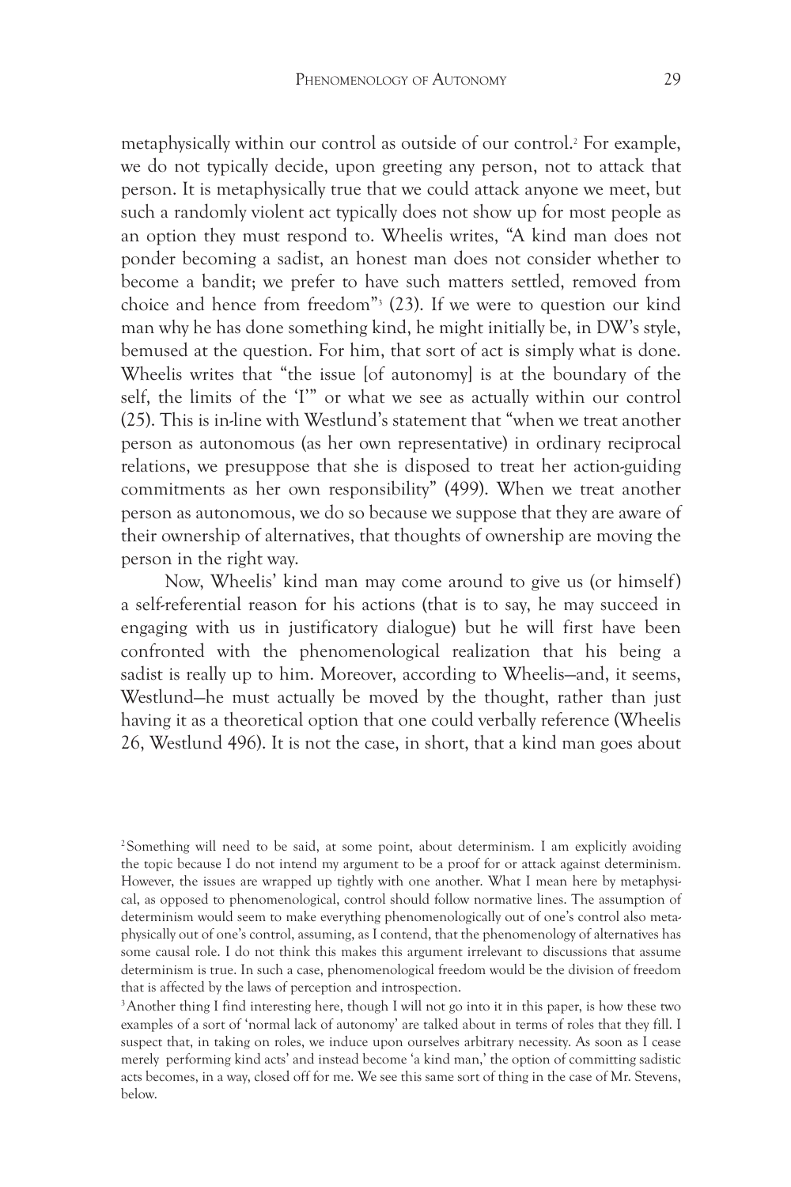metaphysically within our control as outside of our control.[2] For example, we do not typically decide, upon greeting any person, not to attack that person. It is metaphysically true that we could attack anyone we meet, but such a randomly violent act typically does not show up for most people as an option they must respond to. Wheelis writes, "A kind man does not ponder becoming a sadist, an honest man does not consider whether to become a bandit; we prefer to have such matters settled, removed from choice and hence from freedom"[3] (23). If we were to question our kind man why he has done something kind, he might initially be, in DW's style, bemused at the question. For him, that sort of act is simply what is done. Wheelis writes that "the issue [of autonomy] is at the boundary of the self, the limits of the 'I'" or what we see as actually within our control (25). This is in-line with Westlund's statement that "when we treat another person as autonomous (as her own representative) in ordinary reciprocal relations, we presuppose that she is disposed to treat her action-guiding commitments as her own responsibility" (499). When we treat another person as autonomous, we do so because we suppose that they are aware of their ownership of alternatives, that thoughts of ownership are moving the person in the right way.

Now, Wheelis' kind man may come around to give us (or himself) a self-referential reason for his actions (that is to say, he may succeed in engaging with us in justificatory dialogue) but he will first have been confronted with the phenomenological realization that his being a sadist is really up to him. Moreover, according to Wheelis—and, it seems, Westlund—he must actually be moved by the thought, rather than just having it as a theoretical option that one could verbally reference (Wheelis 26, Westlund 496). It is not the case, in short, that a kind man goes about

---

[2] Something will need to be said, at some point, about determinism. I am explicitly avoiding the topic because I do not intend my argument to be a proof for or attack against determinism. However, the issues are wrapped up tightly with one another. What I mean here by metaphysical, as opposed to phenomenological, control should follow normative lines. The assumption of determinism would seem to make everything phenomenologically out of one's control also metaphysically out of one's control, assuming, as I contend, that the phenomenology of alternatives has some causal role. I do not think this makes this argument irrelevant to discussions that assume determinism is true. In such a case, phenomenological freedom would be the division of freedom that is affected by the laws of perception and introspection.

[3] Another thing I find interesting here, though I will not go into it in this paper, is how these two examples of a sort of 'normal lack of autonomy' are talked about in terms of roles that they fill. I suspect that, in taking on roles, we induce upon ourselves arbitrary necessity. As soon as I cease merely performing kind acts' and instead become 'a kind man,' the option of committing sadistic acts becomes, in a way, closed off for me. We see this same sort of thing in the case of Mr. Stevens, below.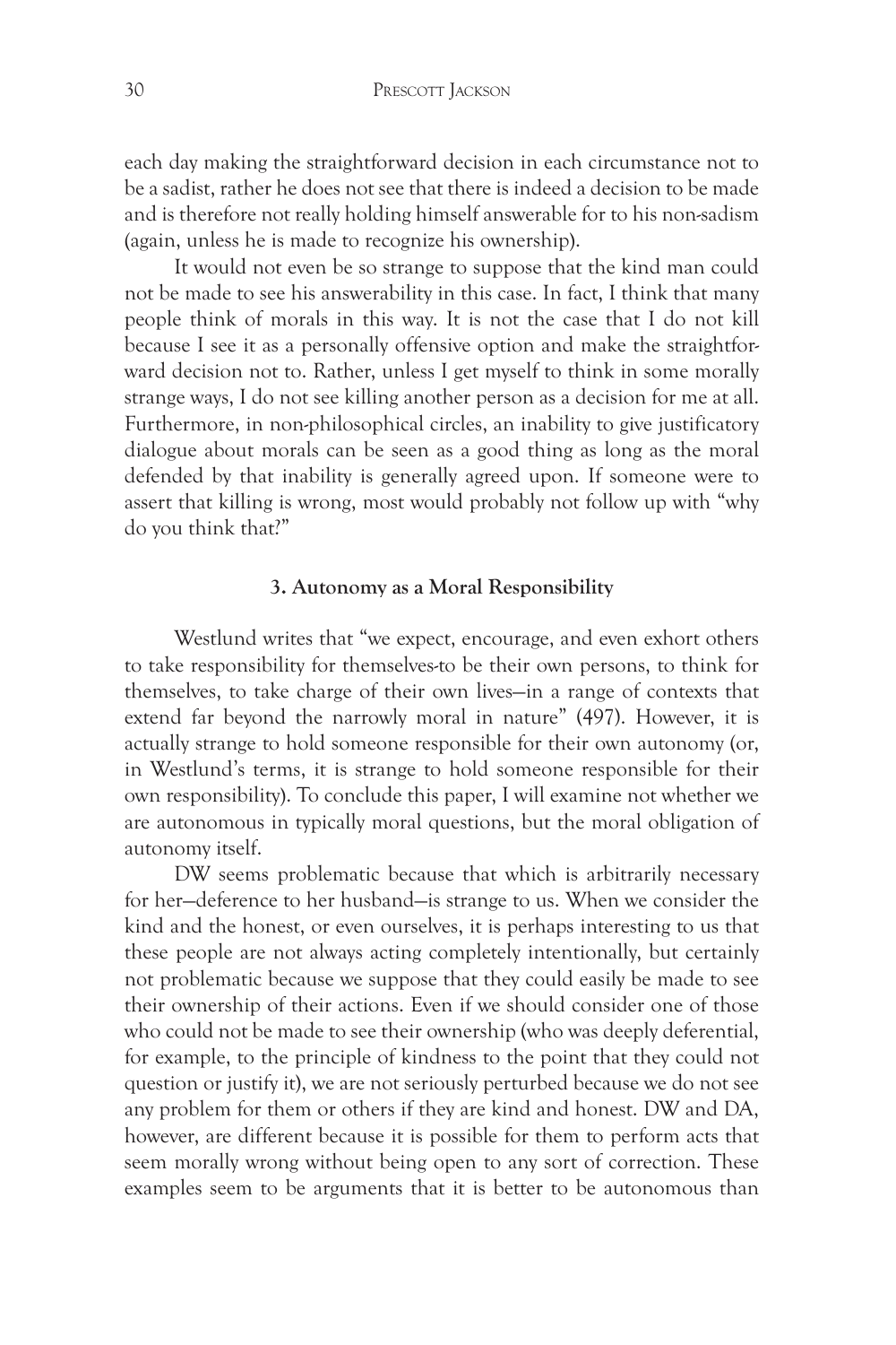each day making the straightforward decision in each circumstance not to be a sadist, rather he does not see that there is indeed a decision to be made and is therefore not really holding himself answerable for to his non-sadism (again, unless he is made to recognize his ownership).

It would not even be so strange to suppose that the kind man could not be made to see his answerability in this case. In fact, I think that many people think of morals in this way. It is not the case that I do not kill because I see it as a personally offensive option and make the straightforward decision not to. Rather, unless I get myself to think in some morally strange ways, I do not see killing another person as a decision for me at all. Furthermore, in non-philosophical circles, an inability to give justificatory dialogue about morals can be seen as a good thing as long as the moral defended by that inability is generally agreed upon. If someone were to assert that killing is wrong, most would probably not follow up with "why do you think that?"

### 3. Autonomy as a Moral Responsibility

Westlund writes that "we expect, encourage, and even exhort others to take responsibility for themselves-to be their own persons, to think for themselves, to take charge of their own lives—in a range of contexts that extend far beyond the narrowly moral in nature" (497). However, it is actually strange to hold someone responsible for their own autonomy (or, in Westlund's terms, it is strange to hold someone responsible for their own responsibility). To conclude this paper, I will examine not whether we are autonomous in typically moral questions, but the moral obligation of autonomy itself.

DW seems problematic because that which is arbitrarily necessary for her—deference to her husband—is strange to us. When we consider the kind and the honest, or even ourselves, it is perhaps interesting to us that these people are not always acting completely intentionally, but certainly not problematic because we suppose that they could easily be made to see their ownership of their actions. Even if we should consider one of those who could not be made to see their ownership (who was deeply deferential, for example, to the principle of kindness to the point that they could not question or justify it), we are not seriously perturbed because we do not see any problem for them or others if they are kind and honest. DW and DA, however, are different because it is possible for them to perform acts that seem morally wrong without being open to any sort of correction. These examples seem to be arguments that it is better to be autonomous than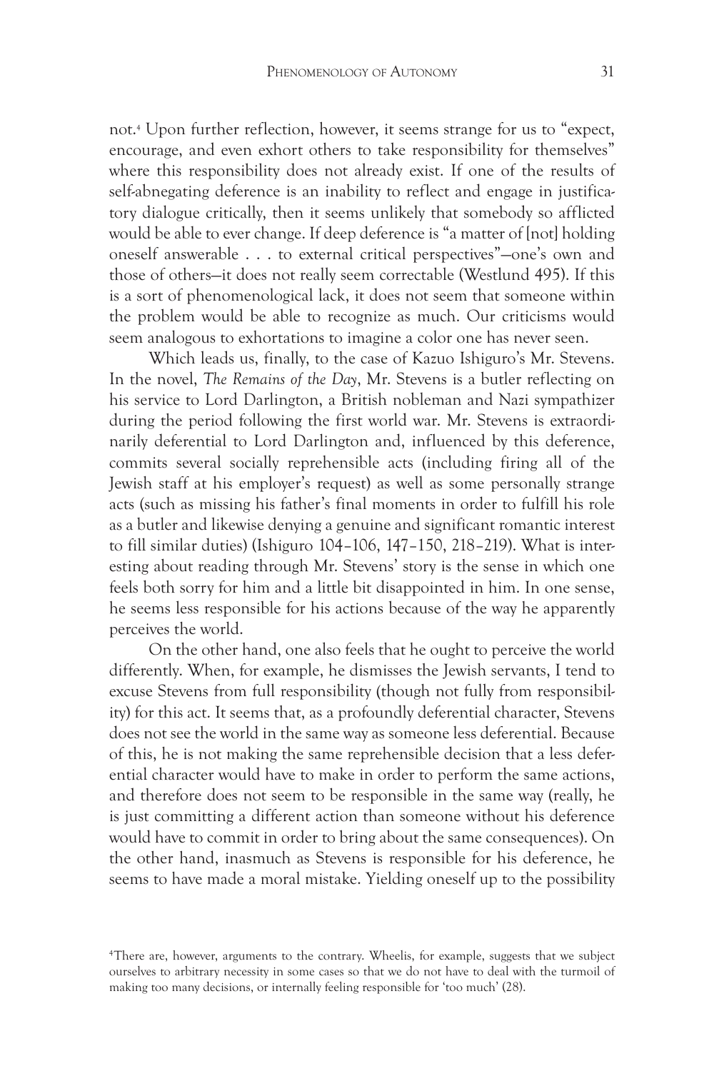not.[4] Upon further reflection, however, it seems strange for us to "expect, encourage, and even exhort others to take responsibility for themselves" where this responsibility does not already exist. If one of the results of self-abnegating deference is an inability to reflect and engage in justificatory dialogue critically, then it seems unlikely that somebody so afflicted would be able to ever change. If deep deference is "a matter of [not] holding oneself answerable . . . to external critical perspectives"—one's own and those of others—it does not really seem correctable (Westlund 495). If this is a sort of phenomenological lack, it does not seem that someone within the problem would be able to recognize as much. Our criticisms would seem analogous to exhortations to imagine a color one has never seen.

Which leads us, finally, to the case of Kazuo Ishiguro's Mr. Stevens. In the novel, *The Remains of the Day*, Mr. Stevens is a butler reflecting on his service to Lord Darlington, a British nobleman and Nazi sympathizer during the period following the first world war. Mr. Stevens is extraordinarily deferential to Lord Darlington and, influenced by this deference, commits several socially reprehensible acts (including firing all of the Jewish staff at his employer's request) as well as some personally strange acts (such as missing his father's final moments in order to fulfill his role as a butler and likewise denying a genuine and significant romantic interest to fill similar duties) (Ishiguro 104–106, 147–150, 218–219). What is interesting about reading through Mr. Stevens' story is the sense in which one feels both sorry for him and a little bit disappointed in him. In one sense, he seems less responsible for his actions because of the way he apparently perceives the world.

On the other hand, one also feels that he ought to perceive the world differently. When, for example, he dismisses the Jewish servants, I tend to excuse Stevens from full responsibility (though not fully from responsibility) for this act. It seems that, as a profoundly deferential character, Stevens does not see the world in the same way as someone less deferential. Because of this, he is not making the same reprehensible decision that a less deferential character would have to make in order to perform the same actions, and therefore does not seem to be responsible in the same way (really, he is just committing a different action than someone without his deference would have to commit in order to bring about the same consequences). On the other hand, inasmuch as Stevens is responsible for his deference, he seems to have made a moral mistake. Yielding oneself up to the possibility

[4]There are, however, arguments to the contrary. Wheelis, for example, suggests that we subject ourselves to arbitrary necessity in some cases so that we do not have to deal with the turmoil of making too many decisions, or internally feeling responsible for 'too much' (28).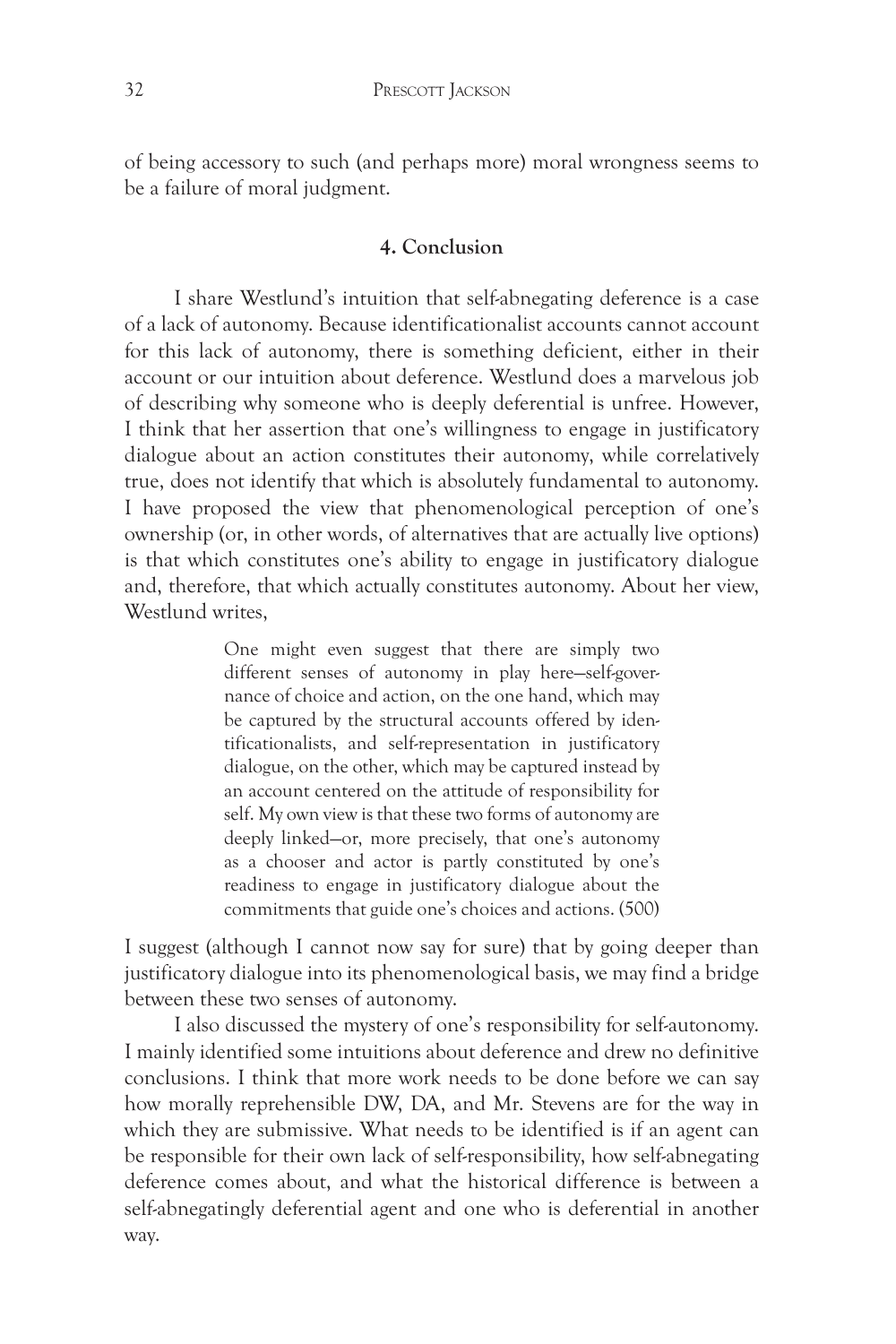of being accessory to such (and perhaps more) moral wrongness seems to be a failure of moral judgment.

## 4. Conclusion

I share Westlund's intuition that self-abnegating deference is a case of a lack of autonomy. Because identificationalist accounts cannot account for this lack of autonomy, there is something deficient, either in their account or our intuition about deference. Westlund does a marvelous job of describing why someone who is deeply deferential is unfree. However, I think that her assertion that one's willingness to engage in justificatory dialogue about an action constitutes their autonomy, while correlatively true, does not identify that which is absolutely fundamental to autonomy. I have proposed the view that phenomenological perception of one's ownership (or, in other words, of alternatives that are actually live options) is that which constitutes one's ability to engage in justificatory dialogue and, therefore, that which actually constitutes autonomy. About her view, Westlund writes,

> One might even suggest that there are simply two different senses of autonomy in play here—self-governance of choice and action, on the one hand, which may be captured by the structural accounts offered by identificationalists, and self-representation in justificatory dialogue, on the other, which may be captured instead by an account centered on the attitude of responsibility for self. My own view is that these two forms of autonomy are deeply linked—or, more precisely, that one's autonomy as a chooser and actor is partly constituted by one's readiness to engage in justificatory dialogue about the commitments that guide one's choices and actions. (500)

I suggest (although I cannot now say for sure) that by going deeper than justificatory dialogue into its phenomenological basis, we may find a bridge between these two senses of autonomy.

I also discussed the mystery of one's responsibility for self-autonomy. I mainly identified some intuitions about deference and drew no definitive conclusions. I think that more work needs to be done before we can say how morally reprehensible DW, DA, and Mr. Stevens are for the way in which they are submissive. What needs to be identified is if an agent can be responsible for their own lack of self-responsibility, how self-abnegating deference comes about, and what the historical difference is between a self-abnegatingly deferential agent and one who is deferential in another way.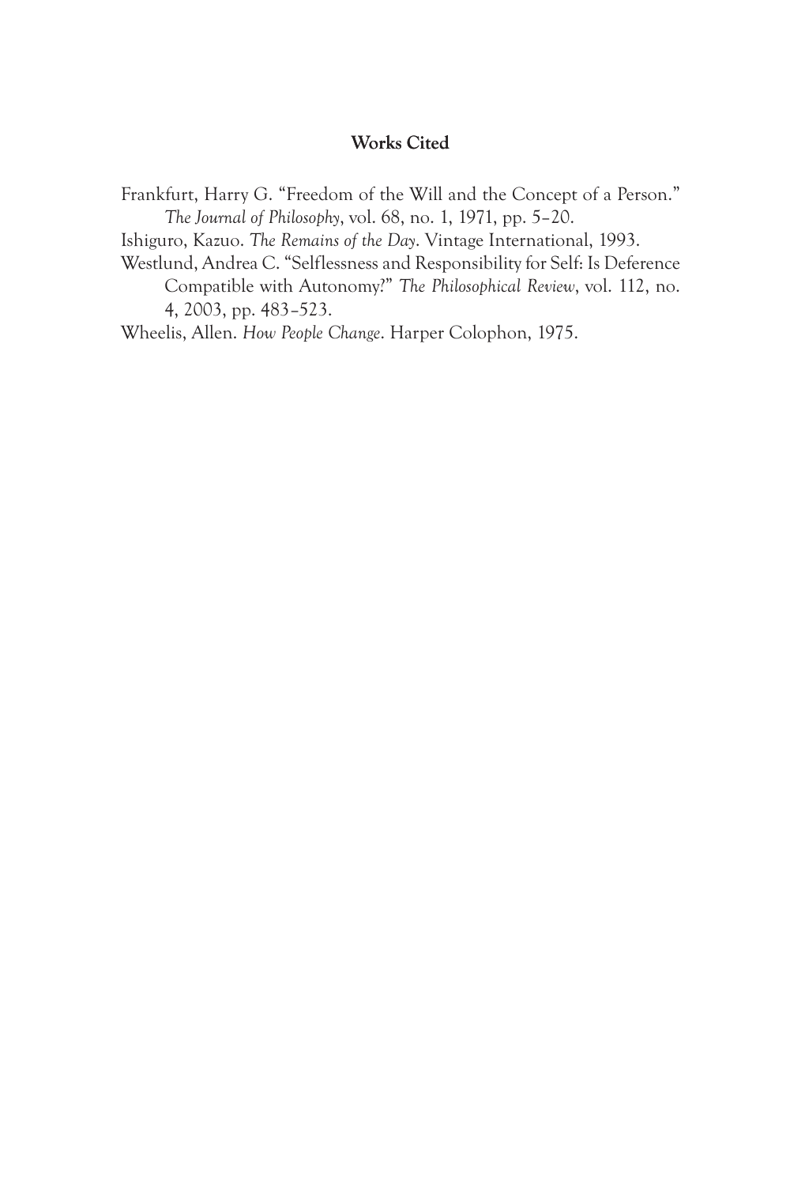## Works Cited

Frankfurt, Harry G. "Freedom of the Will and the Concept of a Person." *The Journal of Philosophy*, vol. 68, no. 1, 1971, pp. 5–20.

Ishiguro, Kazuo. *The Remains of the Day*. Vintage International, 1993.

Westlund, Andrea C. "Selflessness and Responsibility for Self: Is Deference Compatible with Autonomy?" *The Philosophical Review*, vol. 112, no. 4, 2003, pp. 483–523.

Wheelis, Allen. *How People Change*. Harper Colophon, 1975.